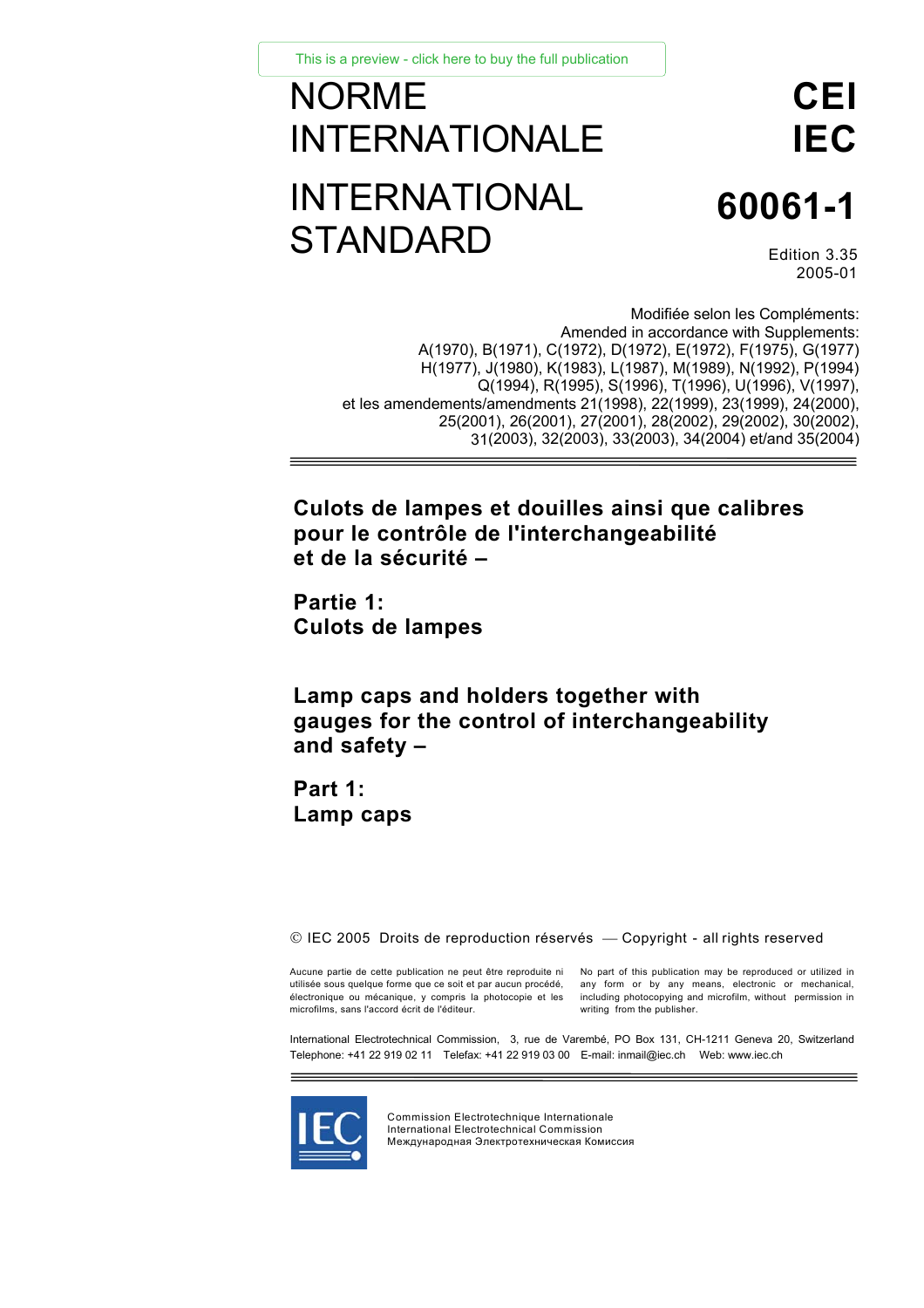This is a preview - click here to buy the full publication

# NORME INTERNATIONALE

# CEI IEC

# INTERNATIONAL STANDARD

# 60061-1

Edition 3.35
2005-01

Modifiée selon les Compléments:
Amended in accordance with Supplements:
A(1970), B(1971), C(1972), D(1972), E(1972), F(1975), G(1977)
H(1977), J(1980), K(1983), L(1987), M(1989), N(1992), P(1994)
Q(1994), R(1995), S(1996), T(1996), U(1996), V(1997),
et les amendements/amendments 21(1998), 22(1999), 23(1999), 24(2000),
25(2001), 26(2001), 27(2001), 28(2002), 29(2002), 30(2002),
31(2003), 32(2003), 33(2003), 34(2004) et/and 35(2004)

## Culots de lampes et douilles ainsi que calibres pour le contrôle de l'interchangeabilité et de la sécurité –

## Partie 1: Culots de lampes

## Lamp caps and holders together with gauges for the control of interchangeability and safety –

## Part 1: Lamp caps

© IEC 2005 Droits de reproduction réservés — Copyright - all rights reserved

Aucune partie de cette publication ne peut être reproduite ni utilisée sous quelque forme que ce soit et par aucun procédé, électronique ou mécanique, y compris la photocopie et les microfilms, sans l'accord écrit de l'éditeur.

No part of this publication may be reproduced or utilized in any form or by any means, electronic or mechanical, including photocopying and microfilm, without permission in writing from the publisher.

International Electrotechnical Commission, 3, rue de Varembé, PO Box 131, CH-1211 Geneva 20, Switzerland
Telephone: +41 22 919 02 11 Telefax: +41 22 919 03 00 E-mail: inmail@iec.ch Web: www.iec.ch

IEC

Commission Electrotechnique Internationale
International Electrotechnical Commission
Международная Электротехническая Комиссия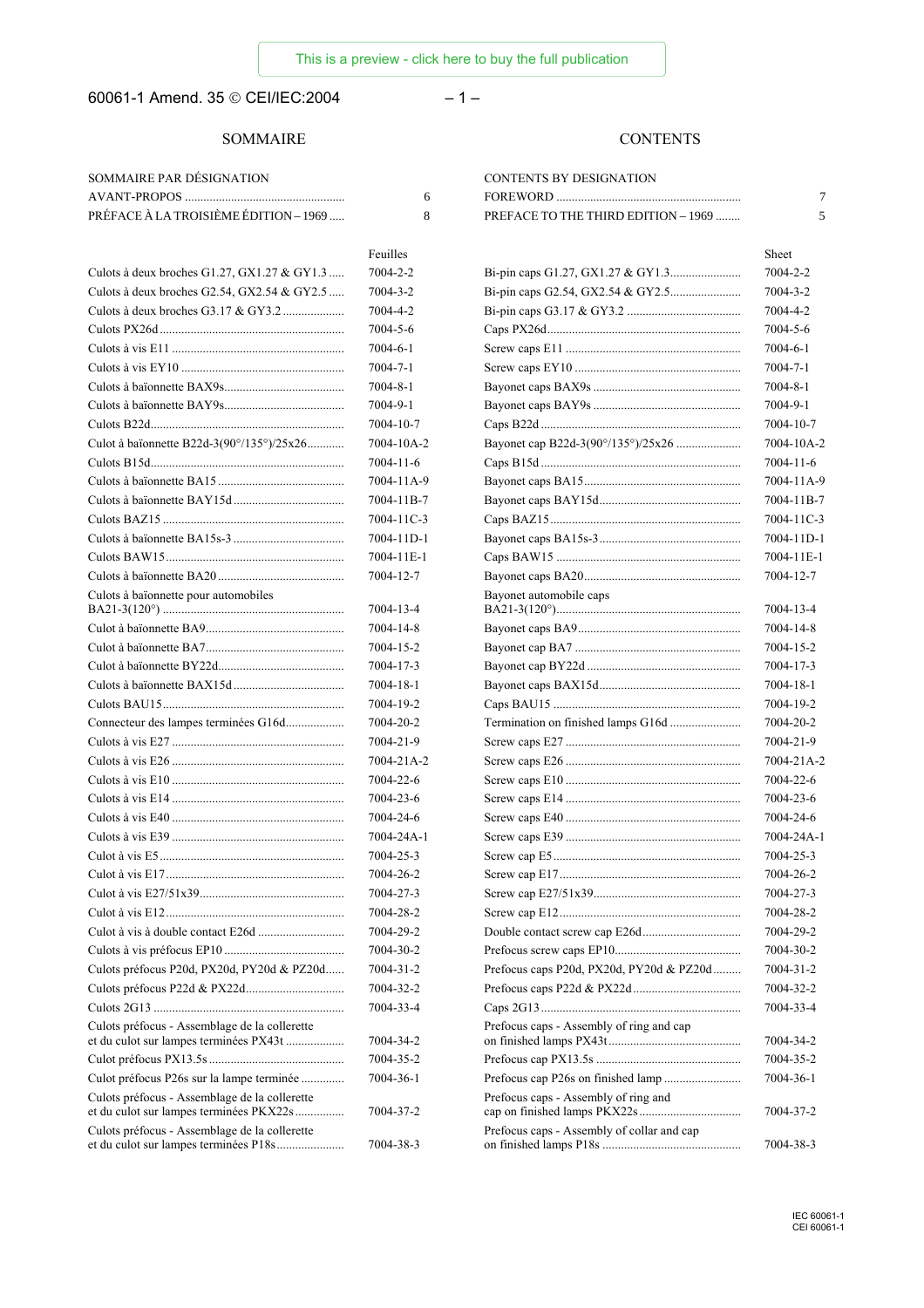This is a preview - click here to buy the full publication

60061-1 Amend. 35 © CEI/IEC:2004

## SOMMAIRE

SOMMAIRE PAR DÉSIGNATION

AVANT-PROPOS .................................................. 6

PRÉFACE À LA TROISIÈME ÉDITION – 1969 ..... 8

| | Feuilles |
|---|---|
| Culots à deux broches G1.27, GX1.27 & GY1.3 | 7004-2-2 |
| Culots à deux broches G2.54, GX2.54 & GY2.5 | 7004-3-2 |
| Culots à deux broches G3.17 & GY3.2 | 7004-4-2 |
| Culots PX26d | 7004-5-6 |
| Culots à vis E11 | 7004-6-1 |
| Culots à vis EY10 | 7004-7-1 |
| Culots à baïonnette BAX9s | 7004-8-1 |
| Culots à baïonnette BAY9s | 7004-9-1 |
| Culots B22d | 7004-10-7 |
| Culot à baïonnette B22d-3(90°/135°)/25x26 | 7004-10A-2 |
| Culots B15d | 7004-11-6 |
| Culots à baïonnette BA15 | 7004-11A-9 |
| Culots à baïonnette BAY15d | 7004-11B-7 |
| Culots BAZ15 | 7004-11C-3 |
| Culots à baïonnette BA15s-3 | 7004-11D-1 |
| Culots BAW15 | 7004-11E-1 |
| Culots à baïonnette BA20 | 7004-12-7 |
| Culots à baïonnette pour automobiles BA21-3(120°) | 7004-13-4 |
| Culot à baïonnette BA9 | 7004-14-8 |
| Culot à baïonnette BA7 | 7004-15-2 |
| Culot à baïonnette BY22d | 7004-17-3 |
| Culots à baïonnette BAX15d | 7004-18-1 |
| Culots BAU15 | 7004-19-2 |
| Connecteur des lampes terminées G16d | 7004-20-2 |
| Culots à vis E27 | 7004-21-9 |
| Culots à vis E26 | 7004-21A-2 |
| Culots à vis E10 | 7004-22-6 |
| Culots à vis E14 | 7004-23-6 |
| Culots à vis E40 | 7004-24-6 |
| Culots à vis E39 | 7004-24A-1 |
| Culot à vis E5 | 7004-25-3 |
| Culot à vis E17 | 7004-26-2 |
| Culot à vis E27/51x39 | 7004-27-3 |
| Culot à vis E12 | 7004-28-2 |
| Culot à vis à double contact E26d | 7004-29-2 |
| Culots à vis préfocus EP10 | 7004-30-2 |
| Culots préfocus P20d, PX20d, PY20d & PZ20d | 7004-31-2 |
| Culots préfocus P22d & PX22d | 7004-32-2 |
| Culots 2G13 | 7004-33-4 |
| Culots préfocus - Assemblage de la collerette et du culot sur lampes terminées PX43t | 7004-34-2 |
| Culot préfocus PX13.5s | 7004-35-2 |
| Culot préfocus P26s sur la lampe terminée | 7004-36-1 |
| Culots préfocus - Assemblage de la collerette et du culot sur lampes terminées PKX22s | 7004-37-2 |
| Culots préfocus - Assemblage de la collerette et du culot sur lampes terminées P18s | 7004-38-3 |

## CONTENTS

CONTENTS BY DESIGNATION

FOREWORD ........................................................... 7

PREFACE TO THE THIRD EDITION – 1969 ........ 5

| | Sheet |
|---|---|
| Bi-pin caps G1.27, GX1.27 & GY1.3 | 7004-2-2 |
| Bi-pin caps G2.54, GX2.54 & GY2.5 | 7004-3-2 |
| Bi-pin caps G3.17 & GY3.2 | 7004-4-2 |
| Caps PX26d | 7004-5-6 |
| Screw caps E11 | 7004-6-1 |
| Screw caps EY10 | 7004-7-1 |
| Bayonet caps BAX9s | 7004-8-1 |
| Bayonet caps BAY9s | 7004-9-1 |
| Caps B22d | 7004-10-7 |
| Bayonet cap B22d-3(90°/135°)/25x26 | 7004-10A-2 |
| Caps B15d | 7004-11-6 |
| Bayonet caps BA15 | 7004-11A-9 |
| Bayonet caps BAY15d | 7004-11B-7 |
| Caps BAZ15 | 7004-11C-3 |
| Bayonet caps BA15s-3 | 7004-11D-1 |
| Caps BAW15 | 7004-11E-1 |
| Bayonet caps BA20 | 7004-12-7 |
| Bayonet automobile caps BA21-3(120°) | 7004-13-4 |
| Bayonet caps BA9 | 7004-14-8 |
| Bayonet cap BA7 | 7004-15-2 |
| Bayonet cap BY22d | 7004-17-3 |
| Bayonet caps BAX15d | 7004-18-1 |
| Caps BAU15 | 7004-19-2 |
| Termination on finished lamps G16d | 7004-20-2 |
| Screw caps E27 | 7004-21-9 |
| Screw caps E26 | 7004-21A-2 |
| Screw caps E10 | 7004-22-6 |
| Screw caps E14 | 7004-23-6 |
| Screw caps E40 | 7004-24-6 |
| Screw caps E39 | 7004-24A-1 |
| Screw cap E5 | 7004-25-3 |
| Screw cap E17 | 7004-26-2 |
| Screw cap E27/51x39 | 7004-27-3 |
| Screw cap E12 | 7004-28-2 |
| Double contact screw cap E26d | 7004-29-2 |
| Prefocus screw caps EP10 | 7004-30-2 |
| Prefocus caps P20d, PX20d, PY20d & PZ20d | 7004-31-2 |
| Prefocus caps P22d & PX22d | 7004-32-2 |
| Caps 2G13 | 7004-33-4 |
| Prefocus caps - Assembly of ring and cap on finished lamps PX43t | 7004-34-2 |
| Prefocus cap PX13.5s | 7004-35-2 |
| Prefocus cap P26s on finished lamp | 7004-36-1 |
| Prefocus caps - Assembly of ring and cap on finished lamps PKX22s | 7004-37-2 |
| Prefocus caps - Assembly of collar and cap on finished lamps P18s | 7004-38-3 |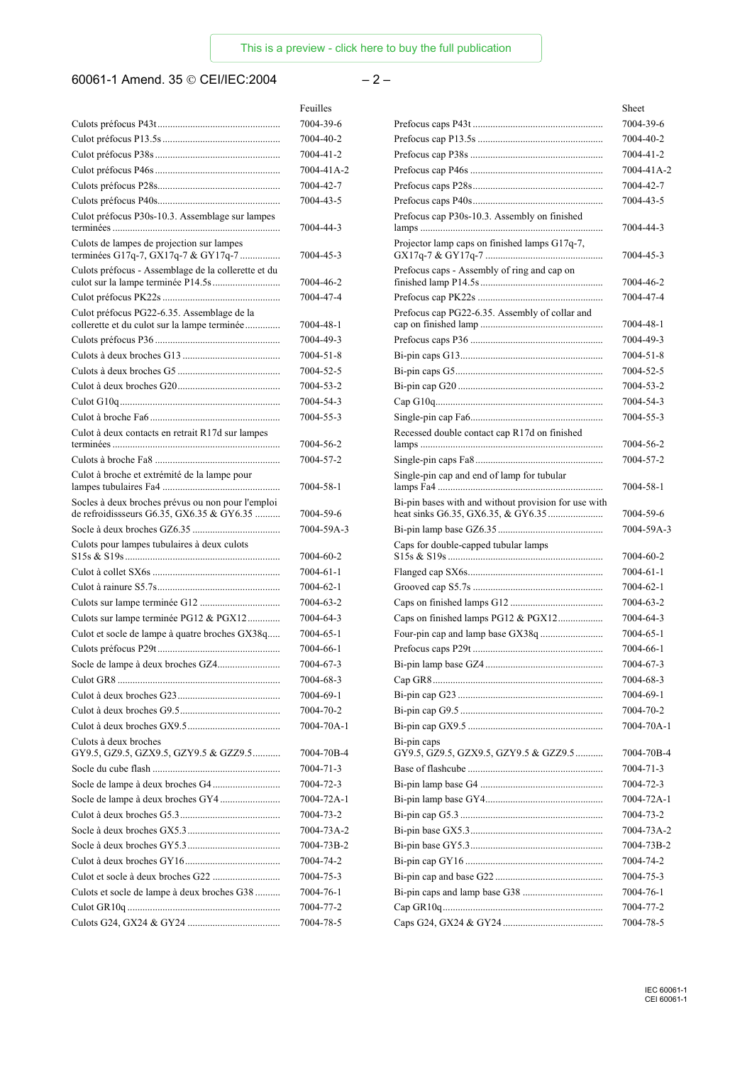| Feuilles | | Sheet | |
|---|---|---|---|
| Culots préfocus P43t | 7004-39-6 | Prefocus caps P43t | 7004-39-6 |
| Culot préfocus P13.5s | 7004-40-2 | Prefocus cap P13.5s | 7004-40-2 |
| Culot préfocus P38s | 7004-41-2 | Prefocus cap P38s | 7004-41-2 |
| Culot préfocus P46s | 7004-41A-2 | Prefocus cap P46s | 7004-41A-2 |
| Culots préfocus P28s | 7004-42-7 | Prefocus caps P28s | 7004-42-7 |
| Culots préfocus P40s | 7004-43-5 | Prefocus caps P40s | 7004-43-5 |
| Culot préfocus P30s-10.3. Assemblage sur lampes terminées | 7004-44-3 | Prefocus cap P30s-10.3. Assembly on finished lamps | 7004-44-3 |
| Culots de lampes de projection sur lampes terminées G17q-7, GX17q-7 & GY17q-7 | 7004-45-3 | Projector lamp caps on finished lamps G17q-7, GX17q-7 & GY17q-7 | 7004-45-3 |
| Culots préfocus - Assemblage de la collerette et du culot sur la lampe terminée P14.5s | 7004-46-2 | Prefocus caps - Assembly of ring and cap on finished lamp P14.5s | 7004-46-2 |
| Culot préfocus PK22s | 7004-47-4 | Prefocus cap PK22s | 7004-47-4 |
| Culot préfocus PG22-6.35. Assemblage de la collerette et du culot sur la lampe terminée | 7004-48-1 | Prefocus cap PG22-6.35. Assembly of collar and cap on finished lamp | 7004-48-1 |
| Culots préfocus P36 | 7004-49-3 | Prefocus caps P36 | 7004-49-3 |
| Culots à deux broches G13 | 7004-51-8 | Bi-pin caps G13 | 7004-51-8 |
| Culots à deux broches G5 | 7004-52-5 | Bi-pin caps G5 | 7004-52-5 |
| Culot à deux broches G20 | 7004-53-2 | Bi-pin cap G20 | 7004-53-2 |
| Culot G10q | 7004-54-3 | Cap G10q | 7004-54-3 |
| Culot à broche Fa6 | 7004-55-3 | Single-pin cap Fa6 | 7004-55-3 |
| Culot à deux contacts en retrait R17d sur lampes terminées | 7004-56-2 | Recessed double contact cap R17d on finished lamps | 7004-56-2 |
| Culots à broche Fa8 | 7004-57-2 | Single-pin caps Fa8 | 7004-57-2 |
| Culot à broche et extrémité de la lampe pour lampes tubulaires Fa4 | 7004-58-1 | Single-pin cap and end of lamp for tubular lamps Fa4 | 7004-58-1 |
| Socles à deux broches prévus ou non pour l'emploi de refroidissseurs G6.35, GX6.35 & GY6.35 | 7004-59-6 | Bi-pin bases with and without provision for use with heat sinks G6.35, GX6.35, & GY6.35 | 7004-59-6 |
| Socle à deux broches GZ6.35 | 7004-59A-3 | Bi-pin lamp base GZ6.35 | 7004-59A-3 |
| Culots pour lampes tubulaires à deux culots S15s & S19s | 7004-60-2 | Caps for double-capped tubular lamps S15s & S19s | 7004-60-2 |
| Culot à collet SX6s | 7004-61-1 | Flanged cap SX6s | 7004-61-1 |
| Culot à rainure S5.7s | 7004-62-1 | Grooved cap S5.7s | 7004-62-1 |
| Culots sur lampe terminée G12 | 7004-63-2 | Caps on finished lamps G12 | 7004-63-2 |
| Culots sur lampe terminée PG12 & PGX12 | 7004-64-3 | Caps on finished lamps PG12 & PGX12 | 7004-64-3 |
| Culot et socle de lampe à quatre broches GX38q | 7004-65-1 | Four-pin cap and lamp base GX38q | 7004-65-1 |
| Culots préfocus P29t | 7004-66-1 | Prefocus caps P29t | 7004-66-1 |
| Socle de lampe à deux broches GZ4 | 7004-67-3 | Bi-pin lamp base GZ4 | 7004-67-3 |
| Culot GR8 | 7004-68-3 | Cap GR8 | 7004-68-3 |
| Culot à deux broches G23 | 7004-69-1 | Bi-pin cap G23 | 7004-69-1 |
| Culot à deux broches G9.5 | 7004-70-2 | Bi-pin cap G9.5 | 7004-70-2 |
| Culot à deux broches GX9.5 | 7004-70A-1 | Bi-pin cap GX9.5 | 7004-70A-1 |
| Culots à deux broches GY9.5, GZ9.5, GZX9.5, GZY9.5 & GZZ9.5 | 7004-70B-4 | Bi-pin caps GY9.5, GZ9.5, GZX9.5, GZY9.5 & GZZ9.5 | 7004-70B-4 |
| Socle du cube flash | 7004-71-3 | Base of flashcube | 7004-71-3 |
| Socle de lampe à deux broches G4 | 7004-72-3 | Bi-pin lamp base G4 | 7004-72-3 |
| Socle de lampe à deux broches GY4 | 7004-72A-1 | Bi-pin lamp base GY4 | 7004-72A-1 |
| Culot à deux broches G5.3 | 7004-73-2 | Bi-pin cap G5.3 | 7004-73-2 |
| Socle à deux broches GX5.3 | 7004-73A-2 | Bi-pin base GX5.3 | 7004-73A-2 |
| Socle à deux broches GY5.3 | 7004-73B-2 | Bi-pin base GY5.3 | 7004-73B-2 |
| Culot à deux broches GY16 | 7004-74-2 | Bi-pin cap GY16 | 7004-74-2 |
| Culot et socle à deux broches G22 | 7004-75-3 | Bi-pin cap and base G22 | 7004-75-3 |
| Culots et socle de lampe à deux broches G38 | 7004-76-1 | Bi-pin caps and lamp base G38 | 7004-76-1 |
| Culot GR10q | 7004-77-2 | Cap GR10q | 7004-77-2 |
| Culots G24, GX24 & GY24 | 7004-78-5 | Caps G24, GX24 & GY24 | 7004-78-5 |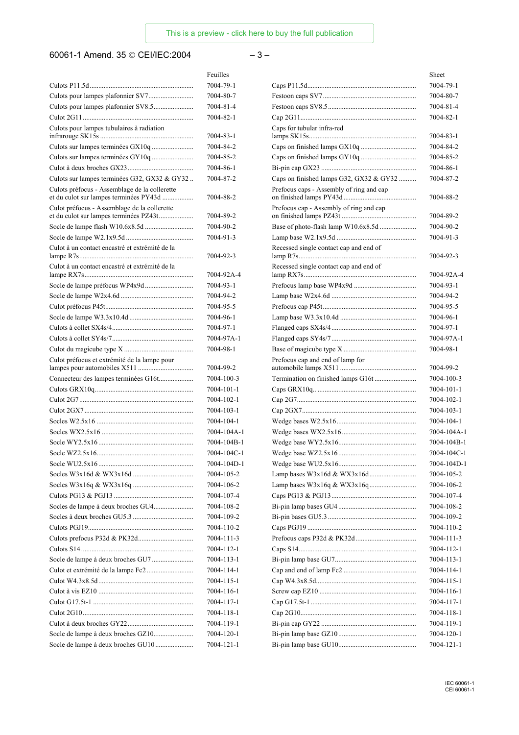| | Feuilles | | Sheet |
|---|---|---|---|
| Culots P11.5d | 7004-79-1 | Caps P11.5d | 7004-79-1 |
| Culots pour lampes plafonnier SV7 | 7004-80-7 | Festoon caps SV7 | 7004-80-7 |
| Culots pour lampes plafonnier SV8.5 | 7004-81-4 | Festoon caps SV8.5 | 7004-81-4 |
| Culot 2G11 | 7004-82-1 | Cap 2G11 | 7004-82-1 |
| Culots pour lampes tubulaires à radiation infrarouge SK15s | 7004-83-1 | Caps for tubular infra-red lamps SK15s | 7004-83-1 |
| Culots sur lampes terminées GX10q | 7004-84-2 | Caps on finished lamps GX10q | 7004-84-2 |
| Culots sur lampes terminées GY10q | 7004-85-2 | Caps on finished lamps GY10q | 7004-85-2 |
| Culot à deux broches GX23 | 7004-86-1 | Bi-pin cap GX23 | 7004-86-1 |
| Culots sur lampes terminées G32, GX32 & GY32 | 7004-87-2 | Caps on finished lamps G32, GX32 & GY32 | 7004-87-2 |
| Culots préfocus - Assemblage de la collerette et du culot sur lampes terminées PY43d | 7004-88-2 | Prefocus caps - Assembly of ring and cap on finished lamps PY43d | 7004-88-2 |
| Culot préfocus - Assemblage de la collerette et du culot sur lampes terminées PZ43t | 7004-89-2 | Prefocus cap - Assembly of ring and cap on finished lamps PZ43t | 7004-89-2 |
| Socle de lampe flash W10.6x8.5d | 7004-90-2 | Base of photo-flash lamp W10.6x8.5d | 7004-90-2 |
| Socle de lampe W2.1x9.5d | 7004-91-3 | Lamp base W2.1x9.5d | 7004-91-3 |
| Culot à un contact encastré et extrémité de la lampe R7s | 7004-92-3 | Recessed single contact cap and end of lamp R7s | 7004-92-3 |
| Culot à un contact encastré et extrémité de la lampe RX7s | 7004-92A-4 | Recessed single contact cap and end of lamp RX7s | 7004-92A-4 |
| Socle de lampe préfocus WP4x9d | 7004-93-1 | Prefocus lamp base WP4x9d | 7004-93-1 |
| Socle de lampe W2x4.6d | 7004-94-2 | Lamp base W2x4.6d | 7004-94-2 |
| Culot préfocus P45t | 7004-95-5 | Prefocus cap P45t | 7004-95-5 |
| Socle de lampe W3.3x10.4d | 7004-96-1 | Lamp base W3.3x10.4d | 7004-96-1 |
| Culots à collet SX4s/4 | 7004-97-1 | Flanged caps SX4s/4 | 7004-97-1 |
| Culots à collet SY4s/7 | 7004-97A-1 | Flanged caps SY4s/7 | 7004-97A-1 |
| Culot du magicube type X | 7004-98-1 | Base of magicube type X | 7004-98-1 |
| Culot préfocus et extrémité de la lampe pour lampes pour automobiles X511 | 7004-99-2 | Prefocus cap and end of lamp for automobile lamps X511 | 7004-99-2 |
| Connecteur des lampes terminées G16t | 7004-100-3 | Termination on finished lamps G16t | 7004-100-3 |
| Culots GRX10q | 7004-101-1 | Caps GRX10q.. | 7004-101-1 |
| Culot 2G7 | 7004-102-1 | Cap 2G7 | 7004-102-1 |
| Culot 2GX7 | 7004-103-1 | Cap 2GX7 | 7004-103-1 |
| Socles W2.5x16 | 7004-104-1 | Wedge bases W2.5x16 | 7004-104-1 |
| Socles WX2.5x16 | 7004-104A-1 | Wedge bases WX2.5x16 | 7004-104A-1 |
| Socle WY2.5x16 | 7004-104B-1 | Wedge base WY2.5x16 | 7004-104B-1 |
| Socle WZ2.5x16 | 7004-104C-1 | Wedge base WZ2.5x16 | 7004-104C-1 |
| Socle WU2.5x16 | 7004-104D-1 | Wedge base WU2.5x16 | 7004-104D-1 |
| Socles W3x16d & WX3x16d | 7004-105-2 | Lamp bases W3x16d & WX3x16d | 7004-105-2 |
| Socles W3x16q & WX3x16q | 7004-106-2 | Lamp bases W3x16q & WX3x16q | 7004-106-2 |
| Culots PG13 & PGJ13 | 7004-107-4 | Caps PG13 & PGJ13 | 7004-107-4 |
| Socles de lampe à deux broches GU4 | 7004-108-2 | Bi-pin lamp bases GU4 | 7004-108-2 |
| Socles à deux broches GU5.3 | 7004-109-2 | Bi-pin bases GU5.3 | 7004-109-2 |
| Culots PGJ19 | 7004-110-2 | Caps PGJ19 | 7004-110-2 |
| Culots prefocus P32d & PK32d | 7004-111-3 | Prefocus caps P32d & PK32d | 7004-111-3 |
| Culots S14 | 7004-112-1 | Caps S14 | 7004-112-1 |
| Socle de lampe à deux broches GU7 | 7004-113-1 | Bi-pin lamp base GU7 | 7004-113-1 |
| Culot et extrémité de la lampe Fc2 | 7004-114-1 | Cap and end of lamp Fc2 | 7004-114-1 |
| Culot W4.3x8.5d | 7004-115-1 | Cap W4.3x8.5d | 7004-115-1 |
| Culot à vis EZ10 | 7004-116-1 | Screw cap EZ10 | 7004-116-1 |
| Culot G17.5t-1 | 7004-117-1 | Cap G17.5t-1 | 7004-117-1 |
| Culot 2G10 | 7004-118-1 | Cap 2G10 | 7004-118-1 |
| Culot à deux broches GY22 | 7004-119-1 | Bi-pin cap GY22 | 7004-119-1 |
| Socle de lampe à deux broches GZ10 | 7004-120-1 | Bi-pin lamp base GZ10 | 7004-120-1 |
| Socle de lampe à deux broches GU10 | 7004-121-1 | Bi-pin lamp base GU10 | 7004-121-1 |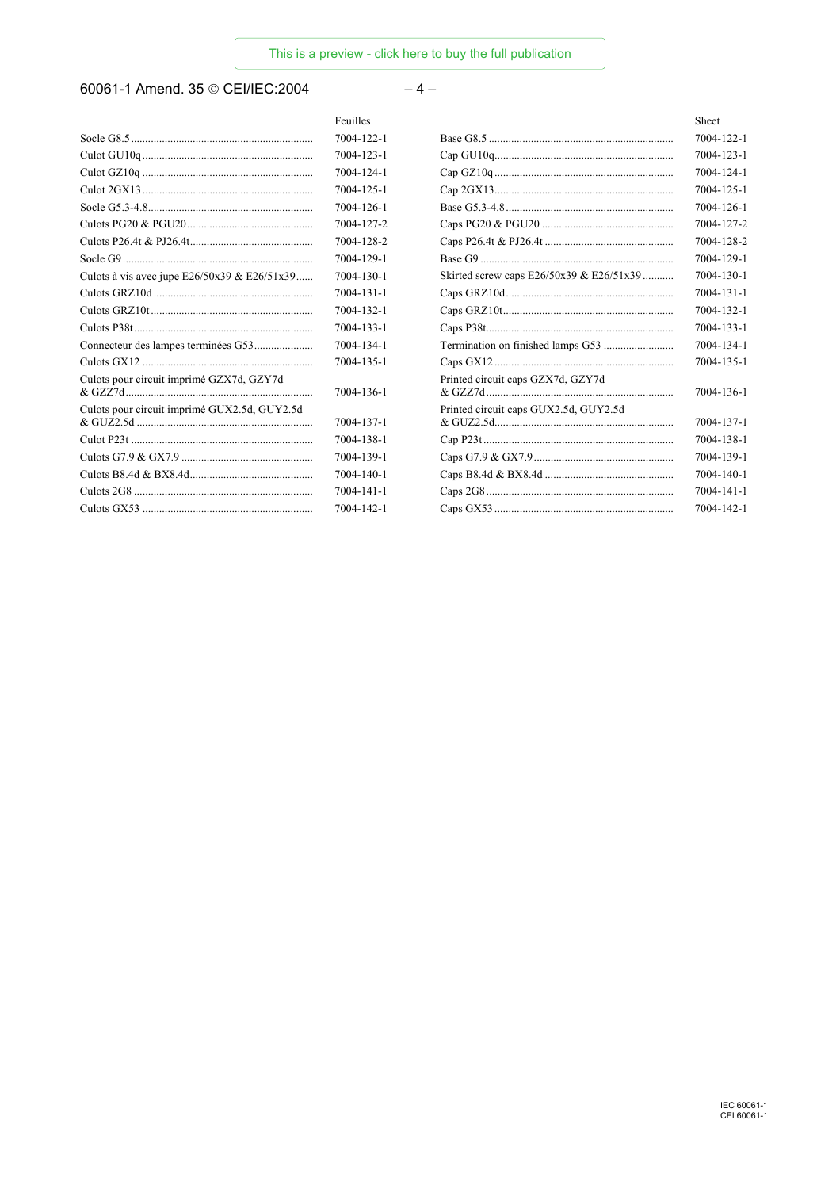| | Feuilles | | Sheet |
|---|---|---|---|
| Socle G8.5 | 7004-122-1 | Base G8.5 | 7004-122-1 |
| Culot GU10q | 7004-123-1 | Cap GU10q | 7004-123-1 |
| Culot GZ10q | 7004-124-1 | Cap GZ10q | 7004-124-1 |
| Culot 2GX13 | 7004-125-1 | Cap 2GX13 | 7004-125-1 |
| Socle G5.3-4.8 | 7004-126-1 | Base G5.3-4.8 | 7004-126-1 |
| Culots PG20 & PGU20 | 7004-127-2 | Caps PG20 & PGU20 | 7004-127-2 |
| Culots P26.4t & PJ26.4t | 7004-128-2 | Caps P26.4t & PJ26.4t | 7004-128-2 |
| Socle G9 | 7004-129-1 | Base G9 | 7004-129-1 |
| Culots à vis avec jupe E26/50x39 & E26/51x39 | 7004-130-1 | Skirted screw caps E26/50x39 & E26/51x39 | 7004-130-1 |
| Culots GRZ10d | 7004-131-1 | Caps GRZ10d | 7004-131-1 |
| Culots GRZ10t | 7004-132-1 | Caps GRZ10t | 7004-132-1 |
| Culots P38t | 7004-133-1 | Caps P38t | 7004-133-1 |
| Connecteur des lampes terminées G53 | 7004-134-1 | Termination on finished lamps G53 | 7004-134-1 |
| Culots GX12 | 7004-135-1 | Caps GX12 | 7004-135-1 |
| Culots pour circuit imprimé GZX7d, GZY7d & GZZ7d | 7004-136-1 | Printed circuit caps GZX7d, GZY7d & GZZ7d | 7004-136-1 |
| Culots pour circuit imprimé GUX2.5d, GUY2.5d & GUZ2.5d | 7004-137-1 | Printed circuit caps GUX2.5d, GUY2.5d & GUZ2.5d | 7004-137-1 |
| Culot P23t | 7004-138-1 | Cap P23t | 7004-138-1 |
| Culots G7.9 & GX7.9 | 7004-139-1 | Caps G7.9 & GX7.9 | 7004-139-1 |
| Culots B8.4d & BX8.4d | 7004-140-1 | Caps B8.4d & BX8.4d | 7004-140-1 |
| Culots 2G8 | 7004-141-1 | Caps 2G8 | 7004-141-1 |
| Culots GX53 | 7004-142-1 | Caps GX53 | 7004-142-1 |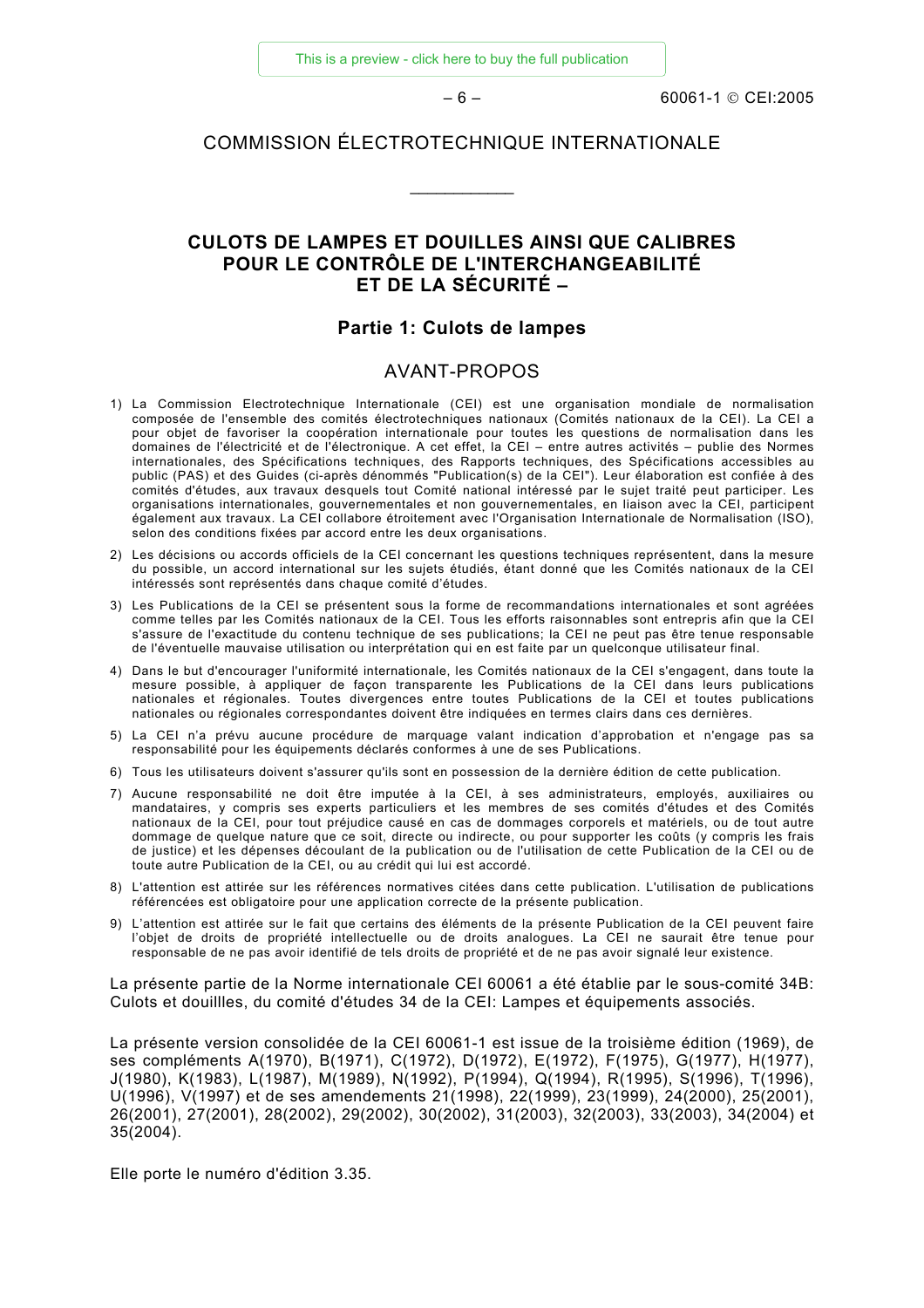# COMMISSION ÉLECTROTECHNIQUE INTERNATIONALE

___________

## CULOTS DE LAMPES ET DOUILLES AINSI QUE CALIBRES POUR LE CONTRÔLE DE L'INTERCHANGEABILITÉ ET DE LA SÉCURITÉ –

### Partie 1: Culots de lampes

## AVANT-PROPOS

1) La Commission Electrotechnique Internationale (CEI) est une organisation mondiale de normalisation composée de l'ensemble des comités électrotechniques nationaux (Comités nationaux de la CEI). La CEI a pour objet de favoriser la coopération internationale pour toutes les questions de normalisation dans les domaines de l'électricité et de l'électronique. A cet effet, la CEI – entre autres activités – publie des Normes internationales, des Spécifications techniques, des Rapports techniques, des Spécifications accessibles au public (PAS) et des Guides (ci-après dénommés "Publication(s) de la CEI"). Leur élaboration est confiée à des comités d'études, aux travaux desquels tout Comité national intéressé par le sujet traité peut participer. Les organisations internationales, gouvernementales et non gouvernementales, en liaison avec la CEI, participent également aux travaux. La CEI collabore étroitement avec l'Organisation Internationale de Normalisation (ISO), selon des conditions fixées par accord entre les deux organisations.

2) Les décisions ou accords officiels de la CEI concernant les questions techniques représentent, dans la mesure du possible, un accord international sur les sujets étudiés, étant donné que les Comités nationaux de la CEI intéressés sont représentés dans chaque comité d'études.

3) Les Publications de la CEI se présentent sous la forme de recommandations internationales et sont agréées comme telles par les Comités nationaux de la CEI. Tous les efforts raisonnables sont entrepris afin que la CEI s'assure de l'exactitude du contenu technique de ses publications; la CEI ne peut pas être tenue responsable de l'éventuelle mauvaise utilisation ou interprétation qui en est faite par un quelconque utilisateur final.

4) Dans le but d'encourager l'uniformité internationale, les Comités nationaux de la CEI s'engagent, dans toute la mesure possible, à appliquer de façon transparente les Publications de la CEI dans leurs publications nationales et régionales. Toutes divergences entre toutes Publications de la CEI et toutes publications nationales ou régionales correspondantes doivent être indiquées en termes clairs dans ces dernières.

5) La CEI n'a prévu aucune procédure de marquage valant indication d'approbation et n'engage pas sa responsabilité pour les équipements déclarés conformes à une de ses Publications.

6) Tous les utilisateurs doivent s'assurer qu'ils sont en possession de la dernière édition de cette publication.

7) Aucune responsabilité ne doit être imputée à la CEI, à ses administrateurs, employés, auxiliaires ou mandataires, y compris ses experts particuliers et les membres de ses comités d'études et des Comités nationaux de la CEI, pour tout préjudice causé en cas de dommages corporels et matériels, ou de tout autre dommage de quelque nature que ce soit, directe ou indirecte, ou pour supporter les coûts (y compris les frais de justice) et les dépenses découlant de la publication ou de l'utilisation de cette Publication de la CEI ou de toute autre Publication de la CEI, ou au crédit qui lui est accordé.

8) L'attention est attirée sur les références normatives citées dans cette publication. L'utilisation de publications référencées est obligatoire pour une application correcte de la présente publication.

9) L'attention est attirée sur le fait que certains des éléments de la présente Publication de la CEI peuvent faire l'objet de droits de propriété intellectuelle ou de droits analogues. La CEI ne saurait être tenue pour responsable de ne pas avoir identifié de tels droits de propriété et de ne pas avoir signalé leur existence.

La présente partie de la Norme internationale CEI 60061 a été établie par le sous-comité 34B: Culots et douillles, du comité d'études 34 de la CEI: Lampes et équipements associés.

La présente version consolidée de la CEI 60061-1 est issue de la troisième édition (1969), de ses compléments A(1970), B(1971), C(1972), D(1972), E(1972), F(1975), G(1977), H(1977), J(1980), K(1983), L(1987), M(1989), N(1992), P(1994), Q(1994), R(1995), S(1996), T(1996), U(1996), V(1997) et de ses amendements 21(1998), 22(1999), 23(1999), 24(2000), 25(2001), 26(2001), 27(2001), 28(2002), 29(2002), 30(2002), 31(2003), 32(2003), 33(2003), 34(2004) et 35(2004).

Elle porte le numéro d'édition 3.35.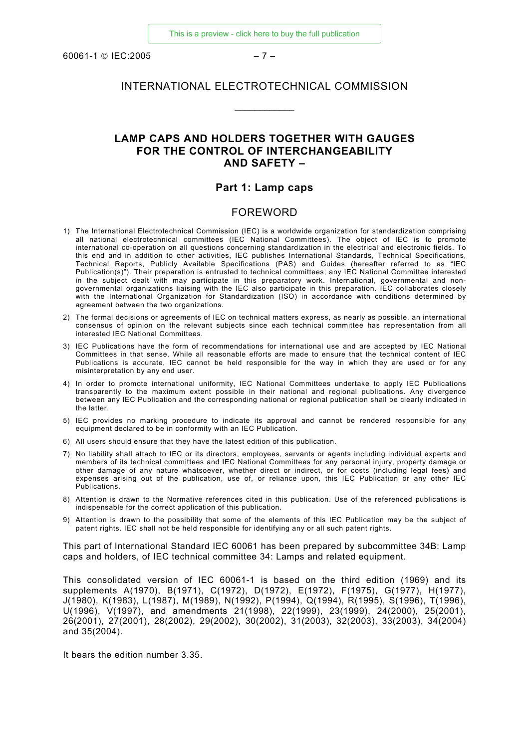# INTERNATIONAL ELECTROTECHNICAL COMMISSION

___________

## LAMP CAPS AND HOLDERS TOGETHER WITH GAUGES FOR THE CONTROL OF INTERCHANGEABILITY AND SAFETY –

### Part 1: Lamp caps

## FOREWORD

1) The International Electrotechnical Commission (IEC) is a worldwide organization for standardization comprising all national electrotechnical committees (IEC National Committees). The object of IEC is to promote international co-operation on all questions concerning standardization in the electrical and electronic fields. To this end and in addition to other activities, IEC publishes International Standards, Technical Specifications, Technical Reports, Publicly Available Specifications (PAS) and Guides (hereafter referred to as "IEC Publication(s)"). Their preparation is entrusted to technical committees; any IEC National Committee interested in the subject dealt with may participate in this preparatory work. International, governmental and non-governmental organizations liaising with the IEC also participate in this preparation. IEC collaborates closely with the International Organization for Standardization (ISO) in accordance with conditions determined by agreement between the two organizations.

2) The formal decisions or agreements of IEC on technical matters express, as nearly as possible, an international consensus of opinion on the relevant subjects since each technical committee has representation from all interested IEC National Committees.

3) IEC Publications have the form of recommendations for international use and are accepted by IEC National Committees in that sense. While all reasonable efforts are made to ensure that the technical content of IEC Publications is accurate, IEC cannot be held responsible for the way in which they are used or for any misinterpretation by any end user.

4) In order to promote international uniformity, IEC National Committees undertake to apply IEC Publications transparently to the maximum extent possible in their national and regional publications. Any divergence between any IEC Publication and the corresponding national or regional publication shall be clearly indicated in the latter.

5) IEC provides no marking procedure to indicate its approval and cannot be rendered responsible for any equipment declared to be in conformity with an IEC Publication.

6) All users should ensure that they have the latest edition of this publication.

7) No liability shall attach to IEC or its directors, employees, servants or agents including individual experts and members of its technical committees and IEC National Committees for any personal injury, property damage or other damage of any nature whatsoever, whether direct or indirect, or for costs (including legal fees) and expenses arising out of the publication, use of, or reliance upon, this IEC Publication or any other IEC Publications.

8) Attention is drawn to the Normative references cited in this publication. Use of the referenced publications is indispensable for the correct application of this publication.

9) Attention is drawn to the possibility that some of the elements of this IEC Publication may be the subject of patent rights. IEC shall not be held responsible for identifying any or all such patent rights.

This part of International Standard IEC 60061 has been prepared by subcommittee 34B: Lamp caps and holders, of IEC technical committee 34: Lamps and related equipment.

This consolidated version of IEC 60061-1 is based on the third edition (1969) and its supplements A(1970), B(1971), C(1972), D(1972), E(1972), F(1975), G(1977), H(1977), J(1980), K(1983), L(1987), M(1989), N(1992), P(1994), Q(1994), R(1995), S(1996), T(1996), U(1996), V(1997), and amendments 21(1998), 22(1999), 23(1999), 24(2000), 25(2001), 26(2001), 27(2001), 28(2002), 29(2002), 30(2002), 31(2003), 32(2003), 33(2003), 34(2004) and 35(2004).

It bears the edition number 3.35.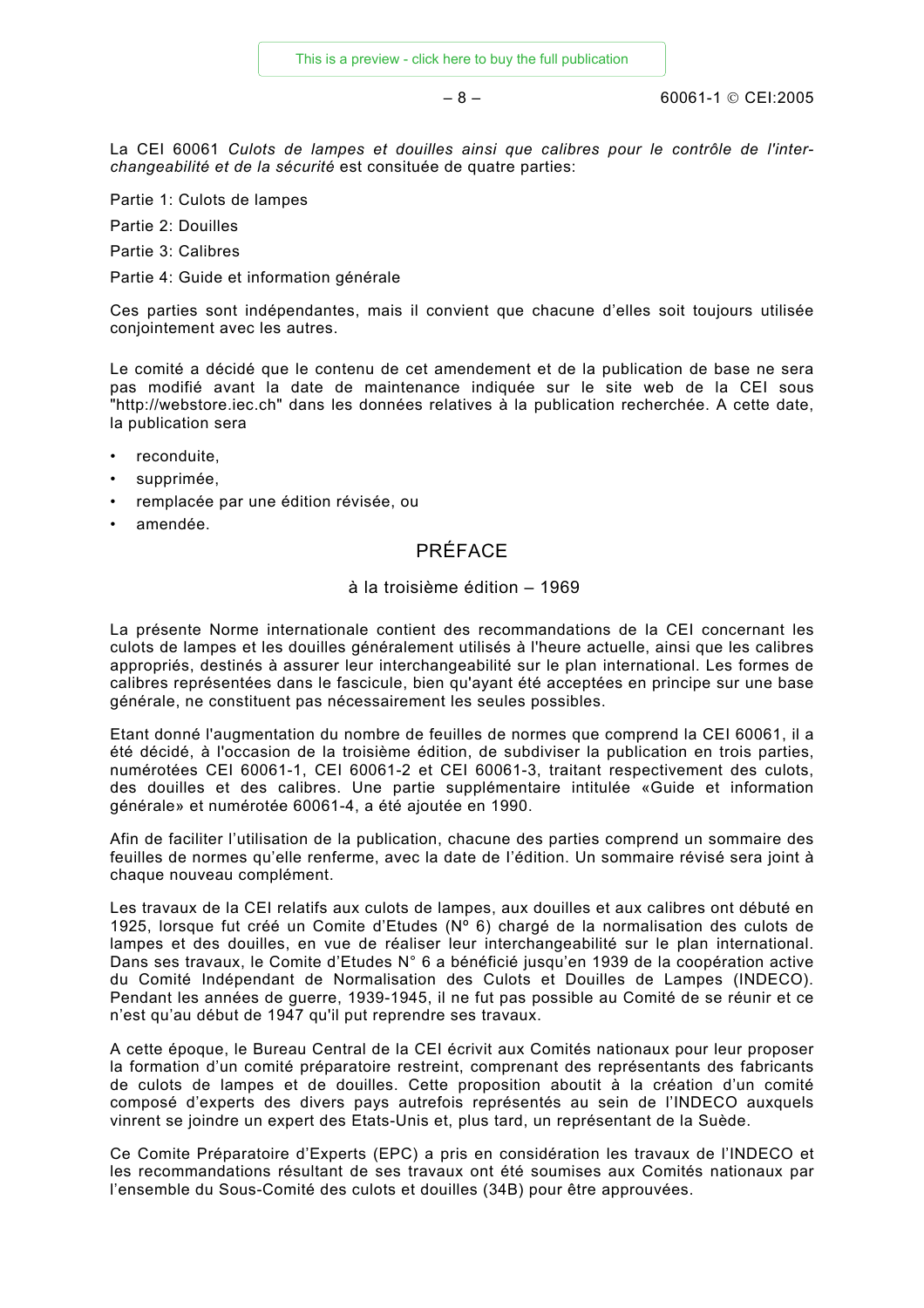La CEI 60061 *Culots de lampes et douilles ainsi que calibres pour le contrôle de l'interchangeabilité et de la sécurité* est consituée de quatre parties:

Partie 1: Culots de lampes

Partie 2: Douilles

Partie 3: Calibres

Partie 4: Guide et information générale

Ces parties sont indépendantes, mais il convient que chacune d'elles soit toujours utilisée conjointement avec les autres.

Le comité a décidé que le contenu de cet amendement et de la publication de base ne sera pas modifié avant la date de maintenance indiquée sur le site web de la CEI sous "http://webstore.iec.ch" dans les données relatives à la publication recherchée. A cette date, la publication sera

- reconduite,
- supprimée,
- remplacée par une édition révisée, ou
- amendée.

## PRÉFACE

### à la troisième édition – 1969

La présente Norme internationale contient des recommandations de la CEI concernant les culots de lampes et les douilles généralement utilisés à l'heure actuelle, ainsi que les calibres appropriés, destinés à assurer leur interchangeabilité sur le plan international. Les formes de calibres représentées dans le fascicule, bien qu'ayant été acceptées en principe sur une base générale, ne constituent pas nécessairement les seules possibles.

Etant donné l'augmentation du nombre de feuilles de normes que comprend la CEI 60061, il a été décidé, à l'occasion de la troisième édition, de subdiviser la publication en trois parties, numérotées CEI 60061-1, CEI 60061-2 et CEI 60061-3, traitant respectivement des culots, des douilles et des calibres. Une partie supplémentaire intitulée «Guide et information générale» et numérotée 60061-4, a été ajoutée en 1990.

Afin de faciliter l'utilisation de la publication, chacune des parties comprend un sommaire des feuilles de normes qu'elle renferme, avec la date de l'édition. Un sommaire révisé sera joint à chaque nouveau complément.

Les travaux de la CEI relatifs aux culots de lampes, aux douilles et aux calibres ont débuté en 1925, lorsque fut créé un Comite d'Etudes (Nº 6) chargé de la normalisation des culots de lampes et des douilles, en vue de réaliser leur interchangeabilité sur le plan international. Dans ses travaux, le Comite d'Etudes N° 6 a bénéficié jusqu'en 1939 de la coopération active du Comité Indépendant de Normalisation des Culots et Douilles de Lampes (INDECO). Pendant les années de guerre, 1939-1945, il ne fut pas possible au Comité de se réunir et ce n'est qu'au début de 1947 qu'il put reprendre ses travaux.

A cette époque, le Bureau Central de la CEI écrivit aux Comités nationaux pour leur proposer la formation d'un comité préparatoire restreint, comprenant des représentants des fabricants de culots de lampes et de douilles. Cette proposition aboutit à la création d'un comité composé d'experts des divers pays autrefois représentés au sein de l'INDECO auxquels vinrent se joindre un expert des Etats-Unis et, plus tard, un représentant de la Suède.

Ce Comite Préparatoire d'Experts (EPC) a pris en considération les travaux de l'INDECO et les recommandations résultant de ses travaux ont été soumises aux Comités nationaux par l'ensemble du Sous-Comité des culots et douilles (34B) pour être approuvées.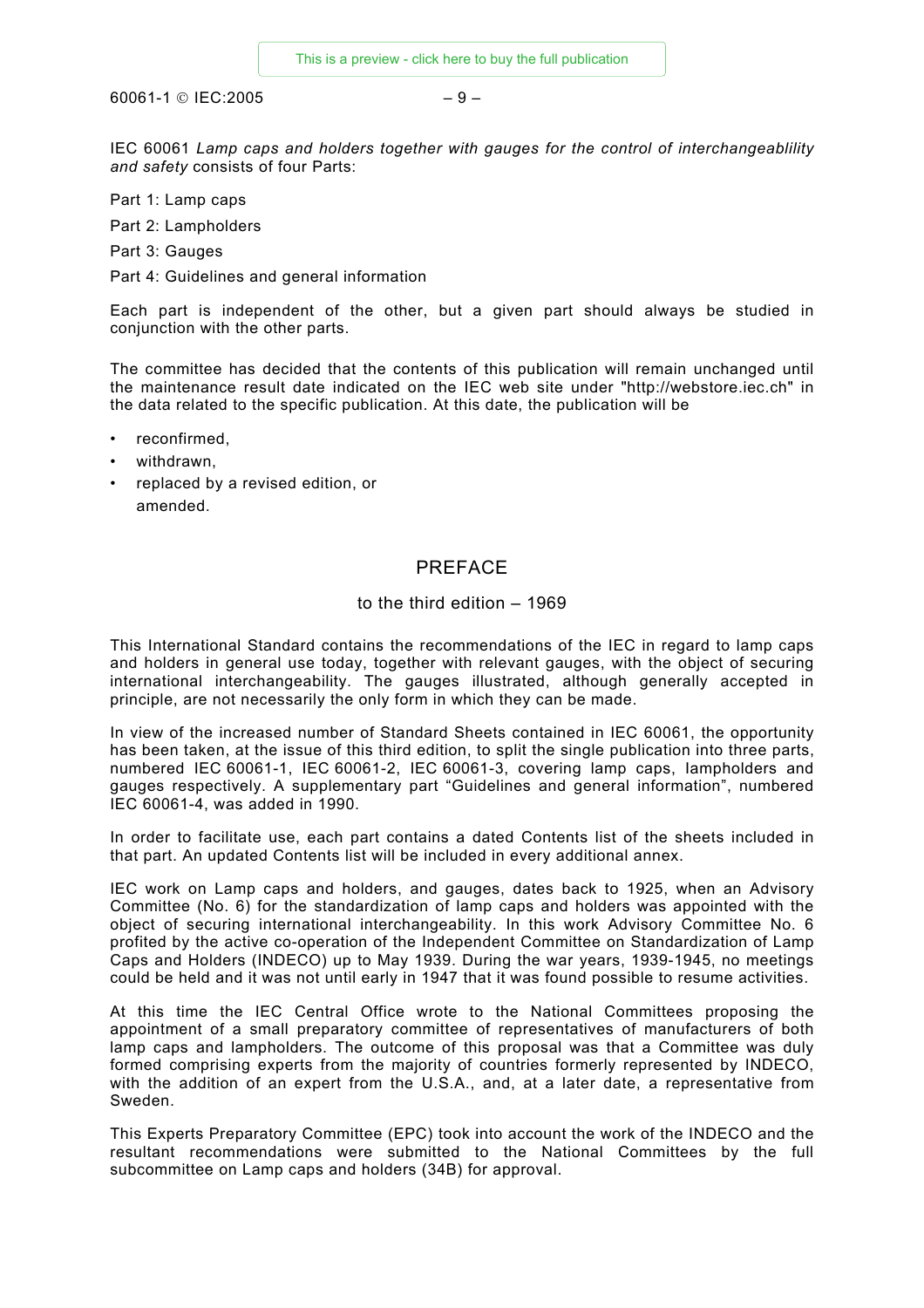IEC 60061 *Lamp caps and holders together with gauges for the control of interchangeablility and safety* consists of four Parts:

Part 1: Lamp caps

Part 2: Lampholders

Part 3: Gauges

Part 4: Guidelines and general information

Each part is independent of the other, but a given part should always be studied in conjunction with the other parts.

The committee has decided that the contents of this publication will remain unchanged until the maintenance result date indicated on the IEC web site under "http://webstore.iec.ch" in the data related to the specific publication. At this date, the publication will be

- reconfirmed,
- withdrawn,
- replaced by a revised edition, or
  amended.

## PREFACE

### to the third edition – 1969

This International Standard contains the recommendations of the IEC in regard to lamp caps and holders in general use today, together with relevant gauges, with the object of securing international interchangeability. The gauges illustrated, although generally accepted in principle, are not necessarily the only form in which they can be made.

In view of the increased number of Standard Sheets contained in IEC 60061, the opportunity has been taken, at the issue of this third edition, to split the single publication into three parts, numbered IEC 60061-1, IEC 60061-2, IEC 60061-3, covering lamp caps, lampholders and gauges respectively. A supplementary part "Guidelines and general information", numbered IEC 60061-4, was added in 1990.

In order to facilitate use, each part contains a dated Contents list of the sheets included in that part. An updated Contents list will be included in every additional annex.

IEC work on Lamp caps and holders, and gauges, dates back to 1925, when an Advisory Committee (No. 6) for the standardization of lamp caps and holders was appointed with the object of securing international interchangeability. In this work Advisory Committee No. 6 profited by the active co-operation of the Independent Committee on Standardization of Lamp Caps and Holders (INDECO) up to May 1939. During the war years, 1939-1945, no meetings could be held and it was not until early in 1947 that it was found possible to resume activities.

At this time the IEC Central Office wrote to the National Committees proposing the appointment of a small preparatory committee of representatives of manufacturers of both lamp caps and lampholders. The outcome of this proposal was that a Committee was duly formed comprising experts from the majority of countries formerly represented by INDECO, with the addition of an expert from the U.S.A., and, at a later date, a representative from Sweden.

This Experts Preparatory Committee (EPC) took into account the work of the INDECO and the resultant recommendations were submitted to the National Committees by the full subcommittee on Lamp caps and holders (34B) for approval.